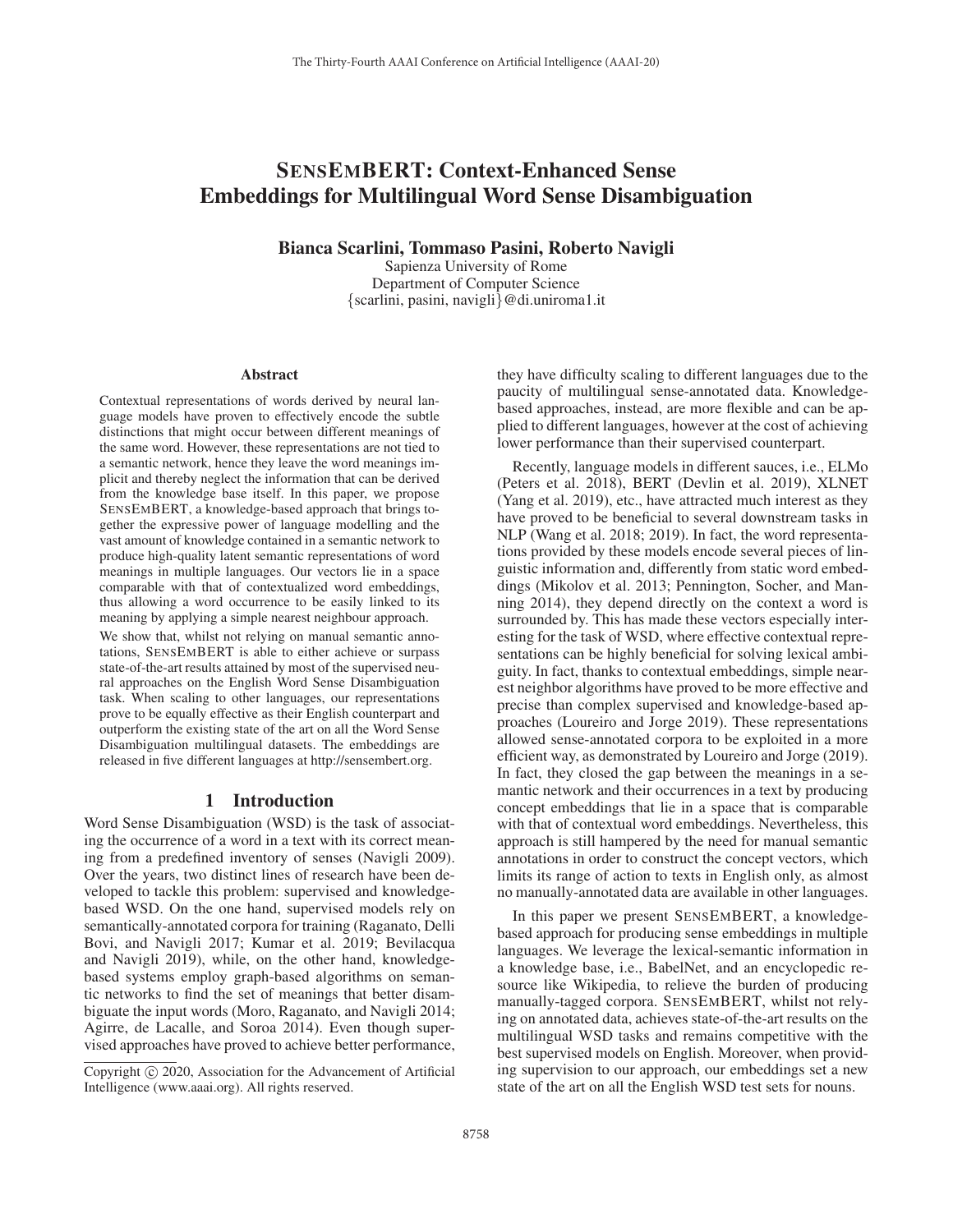# SensEmBERT: Context-Enhanced Sense Embeddings for Multilingual Word Sense Disambiguation

**Bianca Scarlini, Tommaso Pasini, Roberto Navigli**

Sapienza University of Rome
Department of Computer Science
{scarlini, pasini, navigli}@di.uniroma1.it

## Abstract

Contextual representations of words derived by neural language models have proven to effectively encode the subtle distinctions that might occur between different meanings of the same word. However, these representations are not tied to a semantic network, hence they leave the word meanings implicit and thereby neglect the information that can be derived from the knowledge base itself. In this paper, we propose SensEmBERT, a knowledge-based approach that brings together the expressive power of language modelling and the vast amount of knowledge contained in a semantic network to produce high-quality latent semantic representations of word meanings in multiple languages. Our vectors lie in a space comparable with that of contextualized word embeddings, thus allowing a word occurrence to be easily linked to its meaning by applying a simple nearest neighbour approach.

We show that, whilst not relying on manual semantic annotations, SensEmBERT is able to either achieve or surpass state-of-the-art results attained by most of the supervised neural approaches on the English Word Sense Disambiguation task. When scaling to other languages, our representations prove to be equally effective as their English counterpart and outperform the existing state of the art on all the Word Sense Disambiguation multilingual datasets. The embeddings are released in five different languages at http://sensembert.org.

## 1 Introduction

Word Sense Disambiguation (WSD) is the task of associating the occurrence of a word in a text with its correct meaning from a predefined inventory of senses (Navigli 2009). Over the years, two distinct lines of research have been developed to tackle this problem: supervised and knowledge-based WSD. On the one hand, supervised models rely on semantically-annotated corpora for training (Raganato, Delli Bovi, and Navigli 2017; Kumar et al. 2019; Bevilacqua and Navigli 2019), while, on the other hand, knowledge-based systems employ graph-based algorithms on semantic networks to find the set of meanings that better disambiguate the input words (Moro, Raganato, and Navigli 2014; Agirre, de Lacalle, and Soroa 2014). Even though supervised approaches have proved to achieve better performance, they have difficulty scaling to different languages due to the paucity of multilingual sense-annotated data. Knowledge-based approaches, instead, are more flexible and can be applied to different languages, however at the cost of achieving lower performance than their supervised counterpart.

Recently, language models in different sauces, i.e., ELMo (Peters et al. 2018), BERT (Devlin et al. 2019), XLNET (Yang et al. 2019), etc., have attracted much interest as they have proved to be beneficial to several downstream tasks in NLP (Wang et al. 2018; 2019). In fact, the word representations provided by these models encode several pieces of linguistic information and, differently from static word embeddings (Mikolov et al. 2013; Pennington, Socher, and Manning 2014), they depend directly on the context a word is surrounded by. This has made these vectors especially interesting for the task of WSD, where effective contextual representations can be highly beneficial for solving lexical ambiguity. In fact, thanks to contextual embeddings, simple nearest neighbor algorithms have proved to be more effective and precise than complex supervised and knowledge-based approaches (Loureiro and Jorge 2019). These representations allowed sense-annotated corpora to be exploited in a more efficient way, as demonstrated by Loureiro and Jorge (2019). In fact, they closed the gap between the meanings in a semantic network and their occurrences in a text by producing concept embeddings that lie in a space that is comparable with that of contextual word embeddings. Nevertheless, this approach is still hampered by the need for manual semantic annotations in order to construct the concept vectors, which limits its range of action to texts in English only, as almost no manually-annotated data are available in other languages.

In this paper we present SensEmBERT, a knowledge-based approach for producing sense embeddings in multiple languages. We leverage the lexical-semantic information in a knowledge base, i.e., BabelNet, and an encyclopedic resource like Wikipedia, to relieve the burden of producing manually-tagged corpora. SensEmBERT, whilst not relying on annotated data, achieves state-of-the-art results on the multilingual WSD tasks and remains competitive with the best supervised models on English. Moreover, when providing supervision to our approach, our embeddings set a new state of the art on all the English WSD test sets for nouns.

Copyright © 2020, Association for the Advancement of Artificial Intelligence (www.aaai.org). All rights reserved.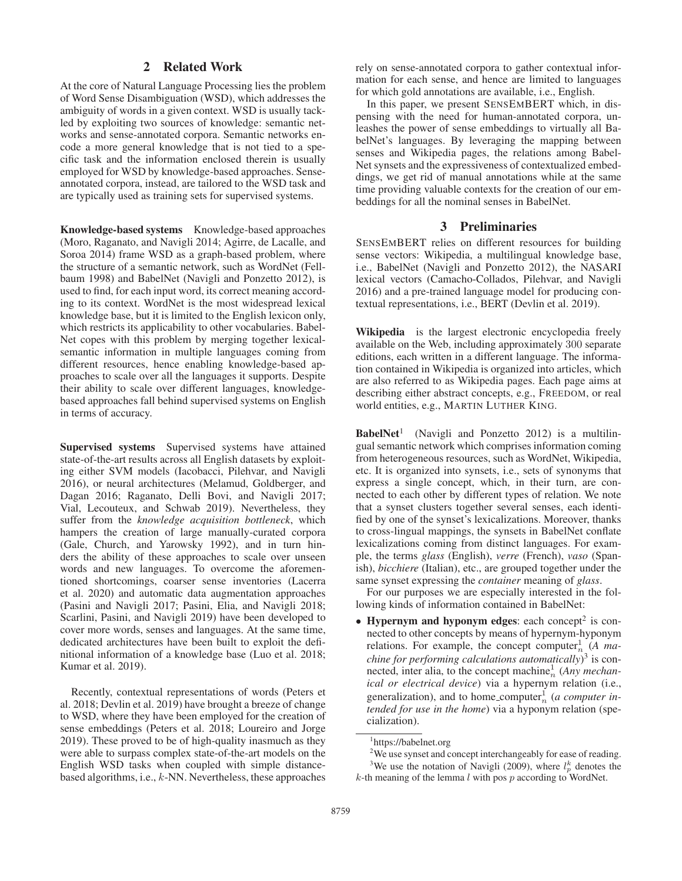## 2 Related Work

At the core of Natural Language Processing lies the problem of Word Sense Disambiguation (WSD), which addresses the ambiguity of words in a given context. WSD is usually tackled by exploiting two sources of knowledge: semantic networks and sense-annotated corpora. Semantic networks encode a more general knowledge that is not tied to a specific task and the information enclosed therein is usually employed for WSD by knowledge-based approaches. Sense-annotated corpora, instead, are tailored to the WSD task and are typically used as training sets for supervised systems.

**Knowledge-based systems** Knowledge-based approaches (Moro, Raganato, and Navigli 2014; Agirre, de Lacalle, and Soroa 2014) frame WSD as a graph-based problem, where the structure of a semantic network, such as WordNet (Fellbaum 1998) and BabelNet (Navigli and Ponzetto 2012), is used to find, for each input word, its correct meaning according to its context. WordNet is the most widespread lexical knowledge base, but it is limited to the English lexicon only, which restricts its applicability to other vocabularies. BabelNet copes with this problem by merging together lexical-semantic information in multiple languages coming from different resources, hence enabling knowledge-based approaches to scale over all the languages it supports. Despite their ability to scale over different languages, knowledge-based approaches fall behind supervised systems on English in terms of accuracy.

**Supervised systems** Supervised systems have attained state-of-the-art results across all English datasets by exploiting either SVM models (Iacobacci, Pilehvar, and Navigli 2016), or neural architectures (Melamud, Goldberger, and Dagan 2016; Raganato, Delli Bovi, and Navigli 2017; Vial, Lecouteux, and Schwab 2019). Nevertheless, they suffer from the *knowledge acquisition bottleneck*, which hampers the creation of large manually-curated corpora (Gale, Church, and Yarowsky 1992), and in turn hinders the ability of these approaches to scale over unseen words and new languages. To overcome the aforementioned shortcomings, coarser sense inventories (Lacerra et al. 2020) and automatic data augmentation approaches (Pasini and Navigli 2017; Pasini, Elia, and Navigli 2018; Scarlini, Pasini, and Navigli 2019) have been developed to cover more words, senses and languages. At the same time, dedicated architectures have been built to exploit the definitional information of a knowledge base (Luo et al. 2018; Kumar et al. 2019).

Recently, contextual representations of words (Peters et al. 2018; Devlin et al. 2019) have brought a breeze of change to WSD, where they have been employed for the creation of sense embeddings (Peters et al. 2018; Loureiro and Jorge 2019). These proved to be of high-quality inasmuch as they were able to surpass complex state-of-the-art models on the English WSD tasks when coupled with simple distance-based algorithms, i.e., $k$-NN. Nevertheless, these approaches rely on sense-annotated corpora to gather contextual information for each sense, and hence are limited to languages for which gold annotations are available, i.e., English.

In this paper, we present SENSEMBERT which, in dispensing with the need for human-annotated corpora, unleashes the power of sense embeddings to virtually all BabelNet's languages. By leveraging the mapping between senses and Wikipedia pages, the relations among BabelNet synsets and the expressiveness of contextualized embeddings, we get rid of manual annotations while at the same time providing valuable contexts for the creation of our embeddings for all the nominal senses in BabelNet.

## 3 Preliminaries

SENSEMBERT relies on different resources for building sense vectors: Wikipedia, a multilingual knowledge base, i.e., BabelNet (Navigli and Ponzetto 2012), the NASARI lexical vectors (Camacho-Collados, Pilehvar, and Navigli 2016) and a pre-trained language model for producing contextual representations, i.e., BERT (Devlin et al. 2019).

**Wikipedia** is the largest electronic encyclopedia freely available on the Web, including approximately 300 separate editions, each written in a different language. The information contained in Wikipedia is organized into articles, which are also referred to as Wikipedia pages. Each page aims at describing either abstract concepts, e.g., FREEDOM, or real world entities, e.g., MARTIN LUTHER KING.

**BabelNet**[1] (Navigli and Ponzetto 2012) is a multilingual semantic network which comprises information coming from heterogeneous resources, such as WordNet, Wikipedia, etc. It is organized into synsets, i.e., sets of synonyms that express a single concept, which, in their turn, are connected to each other by different types of relation. We note that a synset clusters together several senses, each identified by one of the synset's lexicalizations. Moreover, thanks to cross-lingual mappings, the synsets in BabelNet conflate lexicalizations coming from distinct languages. For example, the terms *glass* (English), *verre* (French), *vaso* (Spanish), *bicchiere* (Italian), etc., are grouped together under the same synset expressing the *container* meaning of *glass*.

For our purposes we are especially interested in the following kinds of information contained in BabelNet:

- **Hypernym and hyponym edges**: each concept[2] is connected to other concepts by means of hypernym-hyponym relations. For example, the concept $\text{computer}_n^1$ (*A machine for performing calculations automatically*)[3] is connected, inter alia, to the concept $\text{machine}_n^1$ (*Any mechanical or electrical device*) via a hypernym relation (i.e., generalization), and to $\text{home\_computer}_n^1$ (*a computer intended for use in the home*) via a hyponym relation (specialization).

[1] https://babelnet.org

[2] We use synset and concept interchangeably for ease of reading.

[3] We use the notation of Navigli (2009), where $l_p^k$ denotes the $k$-th meaning of the lemma $l$ with pos $p$ according to WordNet.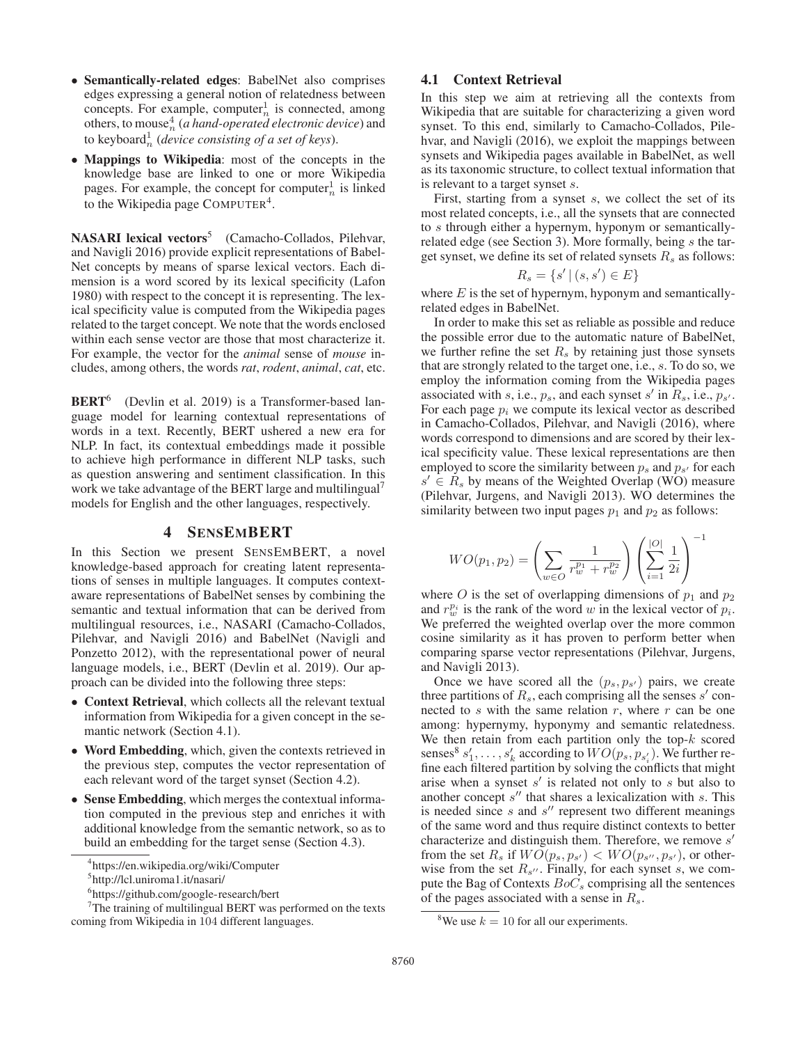- **Semantically-related edges**: BabelNet also comprises edges expressing a general notion of relatedness between concepts. For example, $\text{computer}^1_n$ is connected, among others, to $\text{mouse}^4_n$ (*a hand-operated electronic device*) and to $\text{keyboard}^1_n$ (*device consisting of a set of keys*).
- **Mappings to Wikipedia**: most of the concepts in the knowledge base are linked to one or more Wikipedia pages. For example, the concept for $\text{computer}^1_n$ is linked to the Wikipedia page COMPUTER[4].

**NASARI lexical vectors**[5] (Camacho-Collados, Pilehvar, and Navigli 2016) provide explicit representations of BabelNet concepts by means of sparse lexical vectors. Each dimension is a word scored by its lexical specificity (Lafon 1980) with respect to the concept it is representing. The lexical specificity value is computed from the Wikipedia pages related to the target concept. We note that the words enclosed within each sense vector are those that most characterize it. For example, the vector for the *animal* sense of *mouse* includes, among others, the words *rat*, *rodent*, *animal*, *cat*, etc.

**BERT**[6] (Devlin et al. 2019) is a Transformer-based language model for learning contextual representations of words in a text. Recently, BERT ushered a new era for NLP. In fact, its contextual embeddings made it possible to achieve high performance in different NLP tasks, such as question answering and sentiment classification. In this work we take advantage of the BERT large and multilingual[7] models for English and the other languages, respectively.

## 4 SENSEMBERT

In this Section we present SENSEMBERT, a novel knowledge-based approach for creating latent representations of senses in multiple languages. It computes context-aware representations of BabelNet senses by combining the semantic and textual information that can be derived from multilingual resources, i.e., NASARI (Camacho-Collados, Pilehvar, and Navigli 2016) and BabelNet (Navigli and Ponzetto 2012), with the representational power of neural language models, i.e., BERT (Devlin et al. 2019). Our approach can be divided into the following three steps:

- **Context Retrieval**, which collects all the relevant textual information from Wikipedia for a given concept in the semantic network (Section 4.1).
- **Word Embedding**, which, given the contexts retrieved in the previous step, computes the vector representation of each relevant word of the target synset (Section 4.2).
- **Sense Embedding**, which merges the contextual information computed in the previous step and enriches it with additional knowledge from the semantic network, so as to build an embedding for the target sense (Section 4.3).

### 4.1 Context Retrieval

In this step we aim at retrieving all the contexts from Wikipedia that are suitable for characterizing a given word synset. To this end, similarly to Camacho-Collados, Pilehvar, and Navigli (2016), we exploit the mappings between synsets and Wikipedia pages available in BabelNet, as well as its taxonomic structure, to collect textual information that is relevant to a target synset $s$.

First, starting from a synset $s$, we collect the set of its most related concepts, i.e., all the synsets that are connected to $s$ through either a hypernym, hyponym or semantically-related edge (see Section 3). More formally, being $s$ the target synset, we define its set of related synsets $R_s$ as follows:

$$R_s = \{s' \mid (s, s') \in E\}$$

where $E$ is the set of hypernym, hyponym and semantically-related edges in BabelNet.

In order to make this set as reliable as possible and reduce the possible error due to the automatic nature of BabelNet, we further refine the set $R_s$ by retaining just those synsets that are strongly related to the target one, i.e., $s$. To do so, we employ the information coming from the Wikipedia pages associated with $s$, i.e., $p_s$, and each synset $s'$ in $R_s$, i.e., $p_{s'}$. For each page $p_i$ we compute its lexical vector as described in Camacho-Collados, Pilehvar, and Navigli (2016), where words correspond to dimensions and are scored by their lexical specificity value. These lexical representations are then employed to score the similarity between $p_s$ and $p_{s'}$ for each $s' \in R_s$ by means of the Weighted Overlap (WO) measure (Pilehvar, Jurgens, and Navigli 2013). WO determines the similarity between two input pages $p_1$ and $p_2$ as follows:

$$WO(p_1, p_2) = \left( \sum_{w \in O} \frac{1}{r_w^{p_1} + r_w^{p_2}} \right) \left( \sum_{i=1}^{|O|} \frac{1}{2i} \right)^{-1}$$

where $O$ is the set of overlapping dimensions of $p_1$ and $p_2$ and $r_w^{p_i}$ is the rank of the word $w$ in the lexical vector of $p_i$. We preferred the weighted overlap over the more common cosine similarity as it has proven to perform better when comparing sparse vector representations (Pilehvar, Jurgens, and Navigli 2013).

Once we have scored all the $(p_s, p_{s'})$ pairs, we create three partitions of $R_s$, each comprising all the senses $s'$ connected to $s$ with the same relation $r$, where $r$ can be one among: hypernymy, hyponymy and semantic relatedness. We then retain from each partition only the top-$k$ scored senses[8] $s'_1, \ldots, s'_k$ according to $WO(p_s, p_{s'_i})$. We further refine each filtered partition by solving the conflicts that might arise when a synset $s'$ is related not only to $s$ but also to another concept $s''$ that shares a lexicalization with $s$. This is needed since $s$ and $s''$ represent two different meanings of the same word and thus require distinct contexts to better characterize and distinguish them. Therefore, we remove $s'$ from the set $R_s$ if $WO(p_s, p_{s'}) < WO(p_{s''}, p_{s'})$, or otherwise from the set $R_{s''}$. Finally, for each synset $s$, we compute the Bag of Contexts $BoC_s$ comprising all the sentences of the pages associated with a sense in $R_s$.

[4] https://en.wikipedia.org/wiki/Computer

[5] http://lcl.uniroma1.it/nasari/

[6] https://github.com/google-research/bert

[7] The training of multilingual BERT was performed on the texts coming from Wikipedia in 104 different languages.

[8] We use $k = 10$ for all our experiments.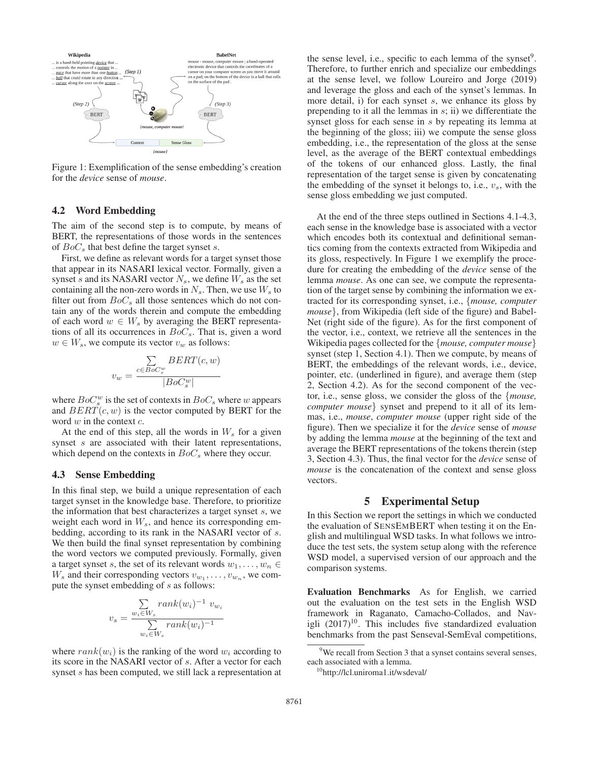Figure 1: Exemplification of the sense embedding's creation for the *device* sense of *mouse*.

### 4.2 Word Embedding

The aim of the second step is to compute, by means of BERT, the representations of those words in the sentences of $BoC_s$ that best define the target synset $s$.

First, we define as relevant words for a target synset those that appear in its NASARI lexical vector. Formally, given a synset $s$ and its NASARI vector $N_s$, we define $W_s$ as the set containing all the non-zero words in $N_s$. Then, we use $W_s$ to filter out from $BoC_s$ all those sentences which do not contain any of the words therein and compute the embedding of each word $w \in W_s$ by averaging the BERT representations of all its occurrences in $BoC_s$. That is, given a word $w \in W_s$, we compute its vector $v_w$ as follows:

$$v_w = \frac{\sum_{c \in BoC_s^w} BERT(c, w)}{|BoC_s^w|}$$

where $BoC_s^w$ is the set of contexts in $BoC_s$ where $w$ appears and $BERT(c, w)$ is the vector computed by BERT for the word $w$ in the context $c$.

At the end of this step, all the words in $W_s$ for a given synset $s$ are associated with their latent representations, which depend on the contexts in $BoC_s$ where they occur.

### 4.3 Sense Embedding

In this final step, we build a unique representation of each target synset in the knowledge base. Therefore, to prioritize the information that best characterizes a target synset $s$, we weight each word in $W_s$, and hence its corresponding embedding, according to its rank in the NASARI vector of $s$. We then build the final synset representation by combining the word vectors we computed previously. Formally, given a target synset $s$, the set of its relevant words $w_1, \ldots, w_n \in W_s$ and their corresponding vectors $v_{w_1}, \ldots, v_{w_n}$, we compute the synset embedding of $s$ as follows:

$$v_s = \frac{\sum_{w_i \in W_s} rank(w_i)^{-1} \; v_{w_i}}{\sum_{w_i \in W_s} rank(w_i)^{-1}}$$

where $rank(w_i)$ is the ranking of the word $w_i$ according to its score in the NASARI vector of $s$. After a vector for each synset $s$ has been computed, we still lack a representation at the sense level, i.e., specific to each lemma of the synset[9]. Therefore, to further enrich and specialize our embeddings at the sense level, we follow Loureiro and Jorge (2019) and leverage the gloss and each of the synset's lemmas. In more detail, i) for each synset $s$, we enhance its gloss by prepending to it all the lemmas in $s$; ii) we differentiate the synset gloss for each sense in $s$ by repeating its lemma at the beginning of the gloss; iii) we compute the sense gloss embedding, i.e., the representation of the gloss at the sense level, as the average of the BERT contextual embeddings of the tokens of our enhanced gloss. Lastly, the final representation of the target sense is given by concatenating the embedding of the synset it belongs to, i.e., $v_s$, with the sense gloss embedding we just computed.

At the end of the three steps outlined in Sections 4.1-4.3, each sense in the knowledge base is associated with a vector which encodes both its contextual and definitional semantics coming from the contexts extracted from Wikipedia and its gloss, respectively. In Figure 1 we exemplify the procedure for creating the embedding of the *device* sense of the lemma *mouse*. As one can see, we compute the representation of the target sense by combining the information we extracted for its corresponding synset, i.e., {*mouse, computer mouse*}, from Wikipedia (left side of the figure) and BabelNet (right side of the figure). As for the first component of the vector, i.e., context, we retrieve all the sentences in the Wikipedia pages collected for the {*mouse, computer mouse*} synset (step 1, Section 4.1). Then we compute, by means of BERT, the embeddings of the relevant words, i.e., device, pointer, etc. (underlined in figure), and average them (step 2, Section 4.2). As for the second component of the vector, i.e., sense gloss, we consider the gloss of the {*mouse, computer mouse*} synset and prepend to it all of its lemmas, i.e., *mouse*, *computer mouse* (upper right side of the figure). Then we specialize it for the *device* sense of *mouse* by adding the lemma *mouse* at the beginning of the text and average the BERT representations of the tokens therein (step 3, Section 4.3). Thus, the final vector for the *device* sense of *mouse* is the concatenation of the context and sense gloss vectors.

## 5 Experimental Setup

In this Section we report the settings in which we conducted the evaluation of SENSEMBERT when testing it on the English and multilingual WSD tasks. In what follows we introduce the test sets, the system setup along with the reference WSD model, a supervised version of our approach and the comparison systems.

**Evaluation Benchmarks** As for English, we carried out the evaluation on the test sets in the English WSD framework in Raganato, Camacho-Collados, and Navigli (2017)[10]. This includes five standardized evaluation benchmarks from the past Senseval-SemEval competitions,

[9] We recall from Section 3 that a synset contains several senses, each associated with a lemma.

[10] http://lcl.uniroma1.it/wsdeval/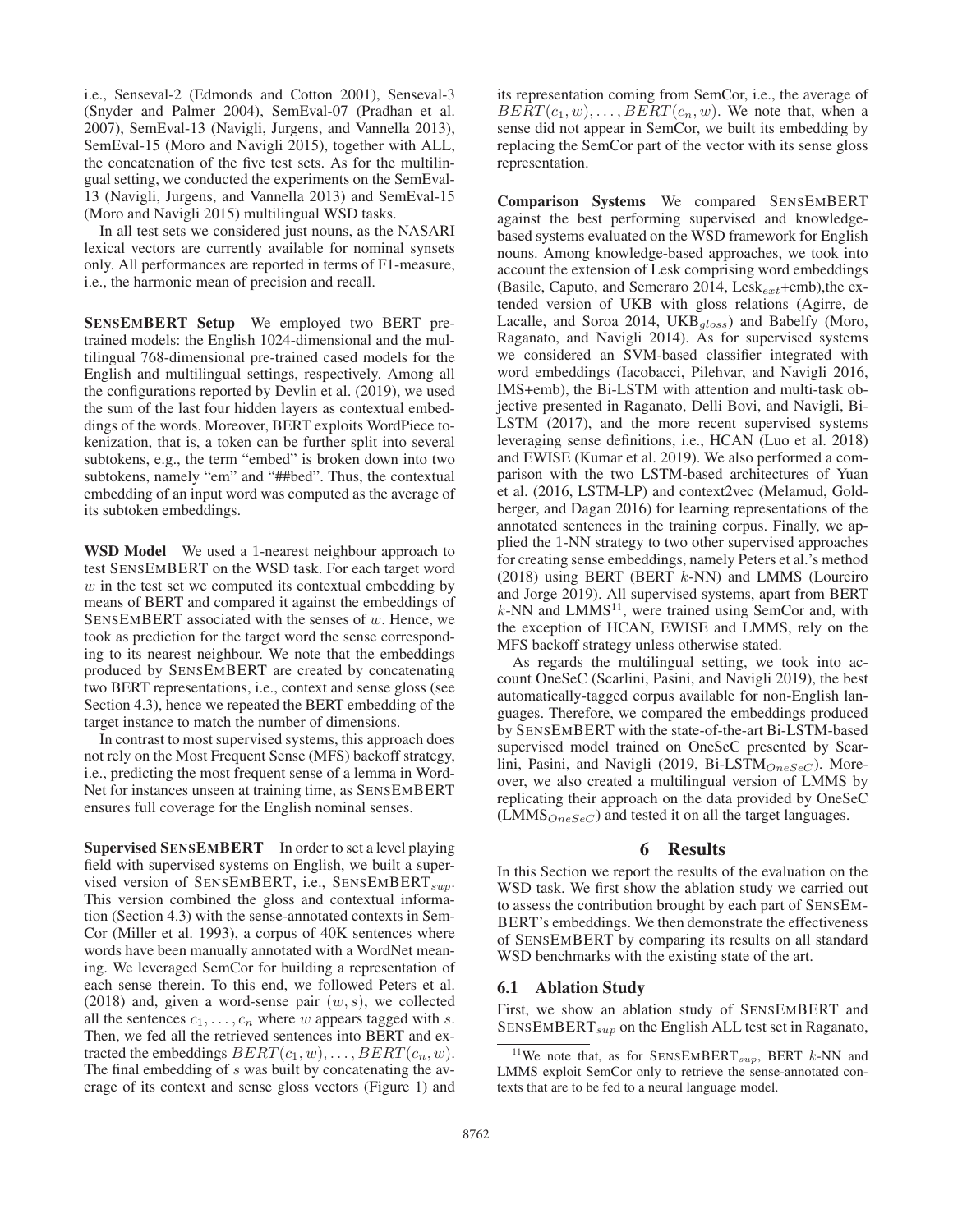i.e., Senseval-2 (Edmonds and Cotton 2001), Senseval-3 (Snyder and Palmer 2004), SemEval-07 (Pradhan et al. 2007), SemEval-13 (Navigli, Jurgens, and Vannella 2013), SemEval-15 (Moro and Navigli 2015), together with ALL, the concatenation of the five test sets. As for the multilingual setting, we conducted the experiments on the SemEval-13 (Navigli, Jurgens, and Vannella 2013) and SemEval-15 (Moro and Navigli 2015) multilingual WSD tasks.

In all test sets we considered just nouns, as the NASARI lexical vectors are currently available for nominal synsets only. All performances are reported in terms of F1-measure, i.e., the harmonic mean of precision and recall.

**SENSEMBERT Setup** We employed two BERT pre-trained models: the English 1024-dimensional and the multilingual 768-dimensional pre-trained cased models for the English and multilingual settings, respectively. Among all the configurations reported by Devlin et al. (2019), we used the sum of the last four hidden layers as contextual embeddings of the words. Moreover, BERT exploits WordPiece tokenization, that is, a token can be further split into several subtokens, e.g., the term "embed" is broken down into two subtokens, namely "em" and "##bed". Thus, the contextual embedding of an input word was computed as the average of its subtoken embeddings.

**WSD Model** We used a 1-nearest neighbour approach to test SENSEMBERT on the WSD task. For each target word $w$ in the test set we computed its contextual embedding by means of BERT and compared it against the embeddings of SENSEMBERT associated with the senses of $w$. Hence, we took as prediction for the target word the sense corresponding to its nearest neighbour. We note that the embeddings produced by SENSEMBERT are created by concatenating two BERT representations, i.e., context and sense gloss (see Section 4.3), hence we repeated the BERT embedding of the target instance to match the number of dimensions.

In contrast to most supervised systems, this approach does not rely on the Most Frequent Sense (MFS) backoff strategy, i.e., predicting the most frequent sense of a lemma in WordNet for instances unseen at training time, as SENSEMBERT ensures full coverage for the English nominal senses.

**Supervised SENSEMBERT** In order to set a level playing field with supervised systems on English, we built a supervised version of SENSEMBERT, i.e., SENSEMBERT$_{sup}$. This version combined the gloss and contextual information (Section 4.3) with the sense-annotated contexts in SemCor (Miller et al. 1993), a corpus of 40K sentences where words have been manually annotated with a WordNet meaning. We leveraged SemCor for building a representation of each sense therein. To this end, we followed Peters et al. (2018) and, given a word-sense pair $(w, s)$, we collected all the sentences $c_1, \ldots, c_n$ where $w$ appears tagged with $s$. Then, we fed all the retrieved sentences into BERT and extracted the embeddings $BERT(c_1, w), \ldots, BERT(c_n, w)$. The final embedding of $s$ was built by concatenating the average of its context and sense gloss vectors (Figure 1) and its representation coming from SemCor, i.e., the average of $BERT(c_1, w), \ldots, BERT(c_n, w)$. We note that, when a sense did not appear in SemCor, we built its embedding by replacing the SemCor part of the vector with its sense gloss representation.

**Comparison Systems** We compared SENSEMBERT against the best performing supervised and knowledge-based systems evaluated on the WSD framework for English nouns. Among knowledge-based approaches, we took into account the extension of Lesk comprising word embeddings (Basile, Caputo, and Semeraro 2014, Lesk$_{ext}$+emb),the extended version of UKB with gloss relations (Agirre, de Lacalle, and Soroa 2014, UKB$_{gloss}$) and Babelfy (Moro, Raganato, and Navigli 2014). As for supervised systems we considered an SVM-based classifier integrated with word embeddings (Iacobacci, Pilehvar, and Navigli 2016, IMS+emb), the Bi-LSTM with attention and multi-task objective presented in Raganato, Delli Bovi, and Navigli, Bi-LSTM (2017), and the more recent supervised systems leveraging sense definitions, i.e., HCAN (Luo et al. 2018) and EWISE (Kumar et al. 2019). We also performed a comparison with the two LSTM-based architectures of Yuan et al. (2016, LSTM-LP) and context2vec (Melamud, Goldberger, and Dagan 2016) for learning representations of the annotated sentences in the training corpus. Finally, we applied the 1-NN strategy to two other supervised approaches for creating sense embeddings, namely Peters et al.'s method (2018) using BERT (BERT $k$-NN) and LMMS (Loureiro and Jorge 2019). All supervised systems, apart from BERT $k$-NN and LMMS[11], were trained using SemCor and, with the exception of HCAN, EWISE and LMMS, rely on the MFS backoff strategy unless otherwise stated.

As regards the multilingual setting, we took into account OneSeC (Scarlini, Pasini, and Navigli 2019), the best automatically-tagged corpus available for non-English languages. Therefore, we compared the embeddings produced by SENSEMBERT with the state-of-the-art Bi-LSTM-based supervised model trained on OneSeC presented by Scarlini, Pasini, and Navigli (2019, Bi-LSTM$_{OneSeC}$). Moreover, we also created a multilingual version of LMMS by replicating their approach on the data provided by OneSeC (LMMS$_{OneSeC}$) and tested it on all the target languages.

# 6 Results

In this Section we report the results of the evaluation on the WSD task. We first show the ablation study we carried out to assess the contribution brought by each part of SENSEMBERT's embeddings. We then demonstrate the effectiveness of SENSEMBERT by comparing its results on all standard WSD benchmarks with the existing state of the art.

## 6.1 Ablation Study

First, we show an ablation study of SENSEMBERT and SENSEMBERT$_{sup}$ on the English ALL test set in Raganato,

[11]We note that, as for SENSEMBERT$_{sup}$, BERT $k$-NN and LMMS exploit SemCor only to retrieve the sense-annotated contexts that are to be fed to a neural language model.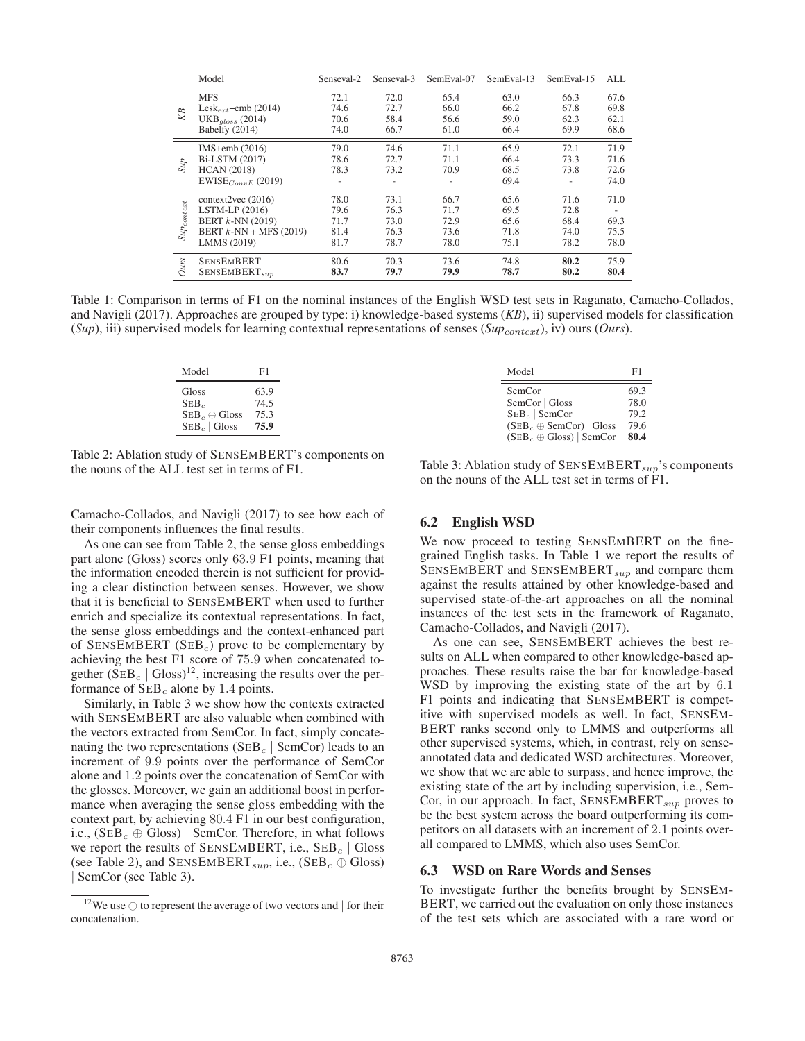| | Model | Senseval-2 | Senseval-3 | SemEval-07 | SemEval-13 | SemEval-15 | ALL |
|---|---|---|---|---|---|---|---|
| *KB* | MFS | 72.1 | 72.0 | 65.4 | 63.0 | 66.3 | 67.6 |
| | $\text{Lesk}_{ext}$+emb (2014) | 74.6 | 72.7 | 66.0 | 66.2 | 67.8 | 69.8 |
| | $\text{UKB}_{gloss}$ (2014) | 70.6 | 58.4 | 56.6 | 59.0 | 62.3 | 62.1 |
| | Babelfy (2014) | 74.0 | 66.7 | 61.0 | 66.4 | 69.9 | 68.6 |
| *Sup* | IMS+emb (2016) | 79.0 | 74.6 | 71.1 | 65.9 | 72.1 | 71.9 |
| | Bi-LSTM (2017) | 78.6 | 72.7 | 71.1 | 66.4 | 73.3 | 71.6 |
| | HCAN (2018) | 78.3 | 73.2 | 70.9 | 68.5 | 73.8 | 72.6 |
| | $\text{EWISE}_{ConvE}$ (2019) | - | - | - | 69.4 | - | 74.0 |
| $\textit{Sup}_{context}$ | context2vec (2016) | 78.0 | 73.1 | 66.7 | 65.6 | 71.6 | 71.0 |
| | LSTM-LP (2016) | 79.6 | 76.3 | 71.7 | 69.5 | 72.8 | - |
| | BERT $k$-NN (2019) | 71.7 | 73.0 | 72.9 | 65.6 | 68.4 | 69.3 |
| | BERT $k$-NN + MFS (2019) | 81.4 | 76.3 | 73.6 | 71.8 | 74.0 | 75.5 |
| | LMMS (2019) | 81.7 | 78.7 | 78.0 | 75.1 | 78.2 | 78.0 |
| *Ours* | SENSEMBERT | 80.6 | 70.3 | 73.6 | 74.8 | **80.2** | 75.9 |
| | $\text{SENSEMBERT}_{sup}$ | **83.7** | **79.7** | **79.9** | **78.7** | **80.2** | **80.4** |

Table 1: Comparison in terms of F1 on the nominal instances of the English WSD test sets in Raganato, Camacho-Collados, and Navigli (2017). Approaches are grouped by type: i) knowledge-based systems (*KB*), ii) supervised models for classification (*Sup*), iii) supervised models for learning contextual representations of senses ($\textit{Sup}_{context}$), iv) ours (*Ours*).

| Model | F1 |
|---|---|
| Gloss | 63.9 |
| $\text{SEB}_c$ | 74.5 |
| $\text{SEB}_c \oplus$ Gloss | 75.3 |
| $\text{SEB}_c$ \| Gloss | **75.9** |

Table 2: Ablation study of SENSEMBERT's components on the nouns of the ALL test set in terms of F1.

Camacho-Collados, and Navigli (2017) to see how each of their components influences the final results.

As one can see from Table 2, the sense gloss embeddings part alone (Gloss) scores only 63.9 F1 points, meaning that the information encoded therein is not sufficient for providing a clear distinction between senses. However, we show that it is beneficial to SENSEMBERT when used to further enrich and specialize its contextual representations. In fact, the sense gloss embeddings and the context-enhanced part of SENSEMBERT ($\text{SEB}_c$) prove to be complementary by achieving the best F1 score of 75.9 when concatenated together ($\text{SEB}_c$ | Gloss)[12], increasing the results over the performance of $\text{SEB}_c$ alone by 1.4 points.

Similarly, in Table 3 we show how the contexts extracted with SENSEMBERT are also valuable when combined with the vectors extracted from SemCor. In fact, simply concatenating the two representations ($\text{SEB}_c$ | SemCor) leads to an increment of 9.9 points over the performance of SemCor alone and 1.2 points over the concatenation of SemCor with the glosses. Moreover, we gain an additional boost in performance when averaging the sense gloss embedding with the context part, by achieving 80.4 F1 in our best configuration, i.e., ($\text{SEB}_c \oplus$ Gloss) | SemCor. Therefore, in what follows we report the results of SENSEMBERT, i.e., $\text{SEB}_c$ | Gloss (see Table 2), and $\text{SENSEMBERT}_{sup}$, i.e., ($\text{SEB}_c \oplus$ Gloss) | SemCor (see Table 3).

[12]We use $\oplus$ to represent the average of two vectors and | for their concatenation.

| Model | F1 |
|---|---|
| SemCor | 69.3 |
| SemCor \| Gloss | 78.0 |
| $\text{SEB}_c$ \| SemCor | 79.2 |
| ($\text{SEB}_c \oplus$ SemCor) \| Gloss | 79.6 |
| ($\text{SEB}_c \oplus$ Gloss) \| SemCor | **80.4** |

Table 3: Ablation study of $\text{SENSEMBERT}_{sup}$'s components on the nouns of the ALL test set in terms of F1.

## 6.2 English WSD

We now proceed to testing SENSEMBERT on the fine-grained English tasks. In Table 1 we report the results of SENSEMBERT and $\text{SENSEMBERT}_{sup}$ and compare them against the results attained by other knowledge-based and supervised state-of-the-art approaches on all the nominal instances of the test sets in the framework of Raganato, Camacho-Collados, and Navigli (2017).

As one can see, SENSEMBERT achieves the best results on ALL when compared to other knowledge-based approaches. These results raise the bar for knowledge-based WSD by improving the existing state of the art by 6.1 F1 points and indicating that SENSEMBERT is competitive with supervised models as well. In fact, SENSEMBERT ranks second only to LMMS and outperforms all other supervised systems, which, in contrast, rely on sense-annotated data and dedicated WSD architectures. Moreover, we show that we are able to surpass, and hence improve, the existing state of the art by including supervision, i.e., SemCor, in our approach. In fact, $\text{SENSEMBERT}_{sup}$ proves to be the best system across the board outperforming its competitors on all datasets with an increment of 2.1 points overall compared to LMMS, which also uses SemCor.

## 6.3 WSD on Rare Words and Senses

To investigate further the benefits brought by SENSEMBERT, we carried out the evaluation on only those instances of the test sets which are associated with a rare word or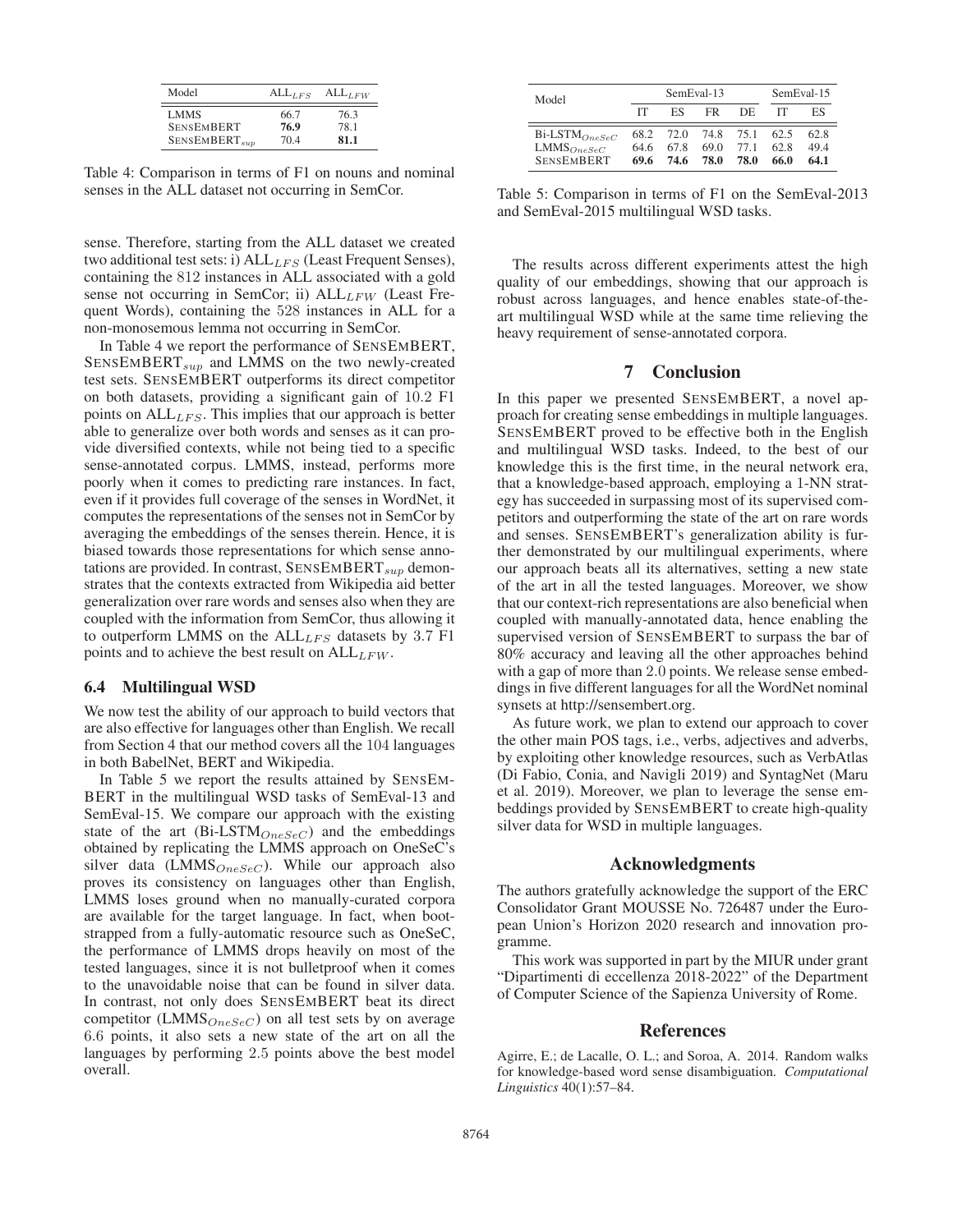| Model | $\text{ALL}_{LFS}$ | $\text{ALL}_{LFW}$ |
|---|---|---|
| LMMS | 66.7 | 76.3 |
| SENSEMBERT | **76.9** | 78.1 |
| $\text{SENSEMBERT}_{sup}$ | 70.4 | **81.1** |

Table 4: Comparison in terms of F1 on nouns and nominal senses in the ALL dataset not occurring in SemCor.

sense. Therefore, starting from the ALL dataset we created two additional test sets: i) $\text{ALL}_{LFS}$ (Least Frequent Senses), containing the 812 instances in ALL associated with a gold sense not occurring in SemCor; ii) $\text{ALL}_{LFW}$ (Least Frequent Words), containing the 528 instances in ALL for a non-monosemous lemma not occurring in SemCor.

In Table 4 we report the performance of SENSEMBERT, $\text{SENSEMBERT}_{sup}$ and LMMS on the two newly-created test sets. SENSEMBERT outperforms its direct competitor on both datasets, providing a significant gain of 10.2 F1 points on $\text{ALL}_{LFS}$. This implies that our approach is better able to generalize over both words and senses as it can provide diversified contexts, while not being tied to a specific sense-annotated corpus. LMMS, instead, performs more poorly when it comes to predicting rare instances. In fact, even if it provides full coverage of the senses in WordNet, it computes the representations of the senses not in SemCor by averaging the embeddings of the senses therein. Hence, it is biased towards those representations for which sense annotations are provided. In contrast, $\text{SENSEMBERT}_{sup}$ demonstrates that the contexts extracted from Wikipedia aid better generalization over rare words and senses also when they are coupled with the information from SemCor, thus allowing it to outperform LMMS on the $\text{ALL}_{LFS}$ datasets by 3.7 F1 points and to achieve the best result on $\text{ALL}_{LFW}$.

### 6.4 Multilingual WSD

We now test the ability of our approach to build vectors that are also effective for languages other than English. We recall from Section 4 that our method covers all the 104 languages in both BabelNet, BERT and Wikipedia.

In Table 5 we report the results attained by SENSEMBERT in the multilingual WSD tasks of SemEval-13 and SemEval-15. We compare our approach with the existing state of the art ($\text{Bi-LSTM}_{OneSeC}$) and the embeddings obtained by replicating the LMMS approach on OneSeC's silver data ($\text{LMMS}_{OneSeC}$). While our approach also proves its consistency on languages other than English, LMMS loses ground when no manually-curated corpora are available for the target language. In fact, when bootstrapped from a fully-automatic resource such as OneSeC, the performance of LMMS drops heavily on most of the tested languages, since it is not bulletproof when it comes to the unavoidable noise that can be found in silver data. In contrast, not only does SENSEMBERT beat its direct competitor ($\text{LMMS}_{OneSeC}$) on all test sets by on average 6.6 points, it also sets a new state of the art on all the languages by performing 2.5 points above the best model overall.

| Model | SemEval-13 | | | | SemEval-15 | |
|---|---|---|---|---|---|---|
| | IT | ES | FR | DE | IT | ES |
| $\text{Bi-LSTM}_{OneSeC}$ | 68.2 | 72.0 | 74.8 | 75.1 | 62.5 | 62.8 |
| $\text{LMMS}_{OneSeC}$ | 64.6 | 67.8 | 69.0 | 77.1 | 62.8 | 49.4 |
| SENSEMBERT | **69.6** | **74.6** | **78.0** | **78.0** | **66.0** | **64.1** |

Table 5: Comparison in terms of F1 on the SemEval-2013 and SemEval-2015 multilingual WSD tasks.

The results across different experiments attest the high quality of our embeddings, showing that our approach is robust across languages, and hence enables state-of-the-art multilingual WSD while at the same time relieving the heavy requirement of sense-annotated corpora.

## 7 Conclusion

In this paper we presented SENSEMBERT, a novel approach for creating sense embeddings in multiple languages. SENSEMBERT proved to be effective both in the English and multilingual WSD tasks. Indeed, to the best of our knowledge this is the first time, in the neural network era, that a knowledge-based approach, employing a 1-NN strategy has succeeded in surpassing most of its supervised competitors and outperforming the state of the art on rare words and senses. SENSEMBERT's generalization ability is further demonstrated by our multilingual experiments, where our approach beats all its alternatives, setting a new state of the art in all the tested languages. Moreover, we show that our context-rich representations are also beneficial when coupled with manually-annotated data, hence enabling the supervised version of SENSEMBERT to surpass the bar of 80% accuracy and leaving all the other approaches behind with a gap of more than 2.0 points. We release sense embeddings in five different languages for all the WordNet nominal synsets at http://sensembert.org.

As future work, we plan to extend our approach to cover the other main POS tags, i.e., verbs, adjectives and adverbs, by exploiting other knowledge resources, such as VerbAtlas (Di Fabio, Conia, and Navigli 2019) and SyntagNet (Maru et al. 2019). Moreover, we plan to leverage the sense embeddings provided by SENSEMBERT to create high-quality silver data for WSD in multiple languages.

## Acknowledgments

The authors gratefully acknowledge the support of the ERC Consolidator Grant MOUSSE No. 726487 under the European Union's Horizon 2020 research and innovation programme.

This work was supported in part by the MIUR under grant "Dipartimenti di eccellenza 2018-2022" of the Department of Computer Science of the Sapienza University of Rome.

## References

Agirre, E.; de Lacalle, O. L.; and Soroa, A. 2014. Random walks for knowledge-based word sense disambiguation. *Computational Linguistics* 40(1):57–84.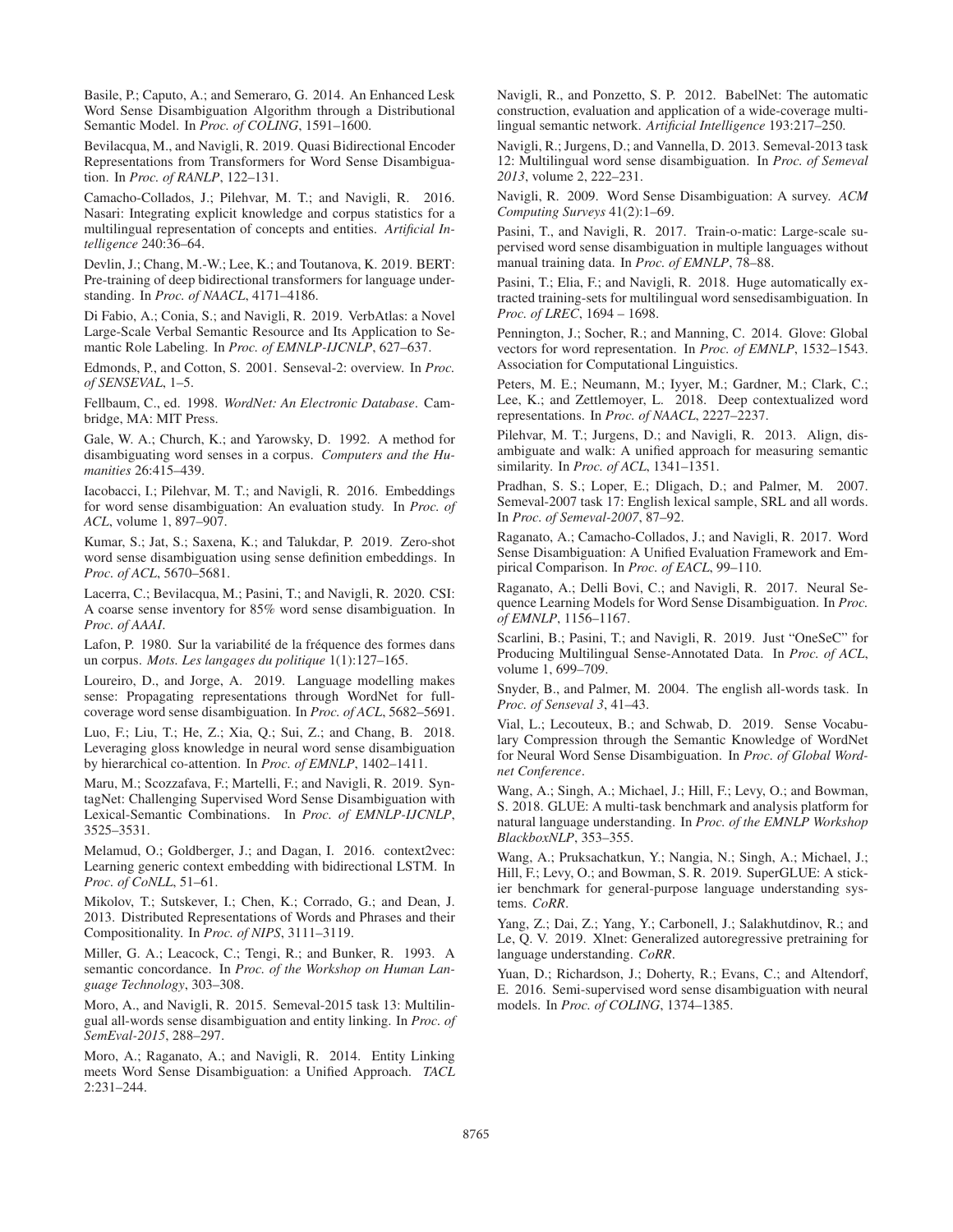Basile, P.; Caputo, A.; and Semeraro, G. 2014. An Enhanced Lesk Word Sense Disambiguation Algorithm through a Distributional Semantic Model. In *Proc. of COLING*, 1591–1600.

Bevilacqua, M., and Navigli, R. 2019. Quasi Bidirectional Encoder Representations from Transformers for Word Sense Disambiguation. In *Proc. of RANLP*, 122–131.

Camacho-Collados, J.; Pilehvar, M. T.; and Navigli, R. 2016. Nasari: Integrating explicit knowledge and corpus statistics for a multilingual representation of concepts and entities. *Artificial Intelligence* 240:36–64.

Devlin, J.; Chang, M.-W.; Lee, K.; and Toutanova, K. 2019. BERT: Pre-training of deep bidirectional transformers for language understanding. In *Proc. of NAACL*, 4171–4186.

Di Fabio, A.; Conia, S.; and Navigli, R. 2019. VerbAtlas: a Novel Large-Scale Verbal Semantic Resource and Its Application to Semantic Role Labeling. In *Proc. of EMNLP-IJCNLP*, 627–637.

Edmonds, P., and Cotton, S. 2001. Senseval-2: overview. In *Proc. of SENSEVAL*, 1–5.

Fellbaum, C., ed. 1998. *WordNet: An Electronic Database*. Cambridge, MA: MIT Press.

Gale, W. A.; Church, K.; and Yarowsky, D. 1992. A method for disambiguating word senses in a corpus. *Computers and the Humanities* 26:415–439.

Iacobacci, I.; Pilehvar, M. T.; and Navigli, R. 2016. Embeddings for word sense disambiguation: An evaluation study. In *Proc. of ACL*, volume 1, 897–907.

Kumar, S.; Jat, S.; Saxena, K.; and Talukdar, P. 2019. Zero-shot word sense disambiguation using sense definition embeddings. In *Proc. of ACL*, 5670–5681.

Lacerra, C.; Bevilacqua, M.; Pasini, T.; and Navigli, R. 2020. CSI: A coarse sense inventory for 85% word sense disambiguation. In *Proc. of AAAI*.

Lafon, P. 1980. Sur la variabilité de la fréquence des formes dans un corpus. *Mots. Les langages du politique* 1(1):127–165.

Loureiro, D., and Jorge, A. 2019. Language modelling makes sense: Propagating representations through WordNet for full-coverage word sense disambiguation. In *Proc. of ACL*, 5682–5691.

Luo, F.; Liu, T.; He, Z.; Xia, Q.; Sui, Z.; and Chang, B. 2018. Leveraging gloss knowledge in neural word sense disambiguation by hierarchical co-attention. In *Proc. of EMNLP*, 1402–1411.

Maru, M.; Scozzafava, F.; Martelli, F.; and Navigli, R. 2019. SyntagNet: Challenging Supervised Word Sense Disambiguation with Lexical-Semantic Combinations. In *Proc. of EMNLP-IJCNLP*, 3525–3531.

Melamud, O.; Goldberger, J.; and Dagan, I. 2016. context2vec: Learning generic context embedding with bidirectional LSTM. In *Proc. of CoNLL*, 51–61.

Mikolov, T.; Sutskever, I.; Chen, K.; Corrado, G.; and Dean, J. 2013. Distributed Representations of Words and Phrases and their Compositionality. In *Proc. of NIPS*, 3111–3119.

Miller, G. A.; Leacock, C.; Tengi, R.; and Bunker, R. 1993. A semantic concordance. In *Proc. of the Workshop on Human Language Technology*, 303–308.

Moro, A., and Navigli, R. 2015. Semeval-2015 task 13: Multilingual all-words sense disambiguation and entity linking. In *Proc. of SemEval-2015*, 288–297.

Moro, A.; Raganato, A.; and Navigli, R. 2014. Entity Linking meets Word Sense Disambiguation: a Unified Approach. *TACL* 2:231–244.

Navigli, R., and Ponzetto, S. P. 2012. BabelNet: The automatic construction, evaluation and application of a wide-coverage multilingual semantic network. *Artificial Intelligence* 193:217–250.

Navigli, R.; Jurgens, D.; and Vannella, D. 2013. Semeval-2013 task 12: Multilingual word sense disambiguation. In *Proc. of Semeval 2013*, volume 2, 222–231.

Navigli, R. 2009. Word Sense Disambiguation: A survey. *ACM Computing Surveys* 41(2):1–69.

Pasini, T., and Navigli, R. 2017. Train-o-matic: Large-scale supervised word sense disambiguation in multiple languages without manual training data. In *Proc. of EMNLP*, 78–88.

Pasini, T.; Elia, F.; and Navigli, R. 2018. Huge automatically extracted training-sets for multilingual word sensedisambiguation. In *Proc. of LREC*, 1694 – 1698.

Pennington, J.; Socher, R.; and Manning, C. 2014. Glove: Global vectors for word representation. In *Proc. of EMNLP*, 1532–1543. Association for Computational Linguistics.

Peters, M. E.; Neumann, M.; Iyyer, M.; Gardner, M.; Clark, C.; Lee, K.; and Zettlemoyer, L. 2018. Deep contextualized word representations. In *Proc. of NAACL*, 2227–2237.

Pilehvar, M. T.; Jurgens, D.; and Navigli, R. 2013. Align, disambiguate and walk: A unified approach for measuring semantic similarity. In *Proc. of ACL*, 1341–1351.

Pradhan, S. S.; Loper, E.; Dligach, D.; and Palmer, M. 2007. Semeval-2007 task 17: English lexical sample, SRL and all words. In *Proc. of Semeval-2007*, 87–92.

Raganato, A.; Camacho-Collados, J.; and Navigli, R. 2017. Word Sense Disambiguation: A Unified Evaluation Framework and Empirical Comparison. In *Proc. of EACL*, 99–110.

Raganato, A.; Delli Bovi, C.; and Navigli, R. 2017. Neural Sequence Learning Models for Word Sense Disambiguation. In *Proc. of EMNLP*, 1156–1167.

Scarlini, B.; Pasini, T.; and Navigli, R. 2019. Just "OneSeC" for Producing Multilingual Sense-Annotated Data. In *Proc. of ACL*, volume 1, 699–709.

Snyder, B., and Palmer, M. 2004. The english all-words task. In *Proc. of Senseval 3*, 41–43.

Vial, L.; Lecouteux, B.; and Schwab, D. 2019. Sense Vocabulary Compression through the Semantic Knowledge of WordNet for Neural Word Sense Disambiguation. In *Proc. of Global Wordnet Conference*.

Wang, A.; Singh, A.; Michael, J.; Hill, F.; Levy, O.; and Bowman, S. 2018. GLUE: A multi-task benchmark and analysis platform for natural language understanding. In *Proc. of the EMNLP Workshop BlackboxNLP*, 353–355.

Wang, A.; Pruksachatkun, Y.; Nangia, N.; Singh, A.; Michael, J.; Hill, F.; Levy, O.; and Bowman, S. R. 2019. SuperGLUE: A stickier benchmark for general-purpose language understanding systems. *CoRR*.

Yang, Z.; Dai, Z.; Yang, Y.; Carbonell, J.; Salakhutdinov, R.; and Le, Q. V. 2019. Xlnet: Generalized autoregressive pretraining for language understanding. *CoRR*.

Yuan, D.; Richardson, J.; Doherty, R.; Evans, C.; and Altendorf, E. 2016. Semi-supervised word sense disambiguation with neural models. In *Proc. of COLING*, 1374–1385.